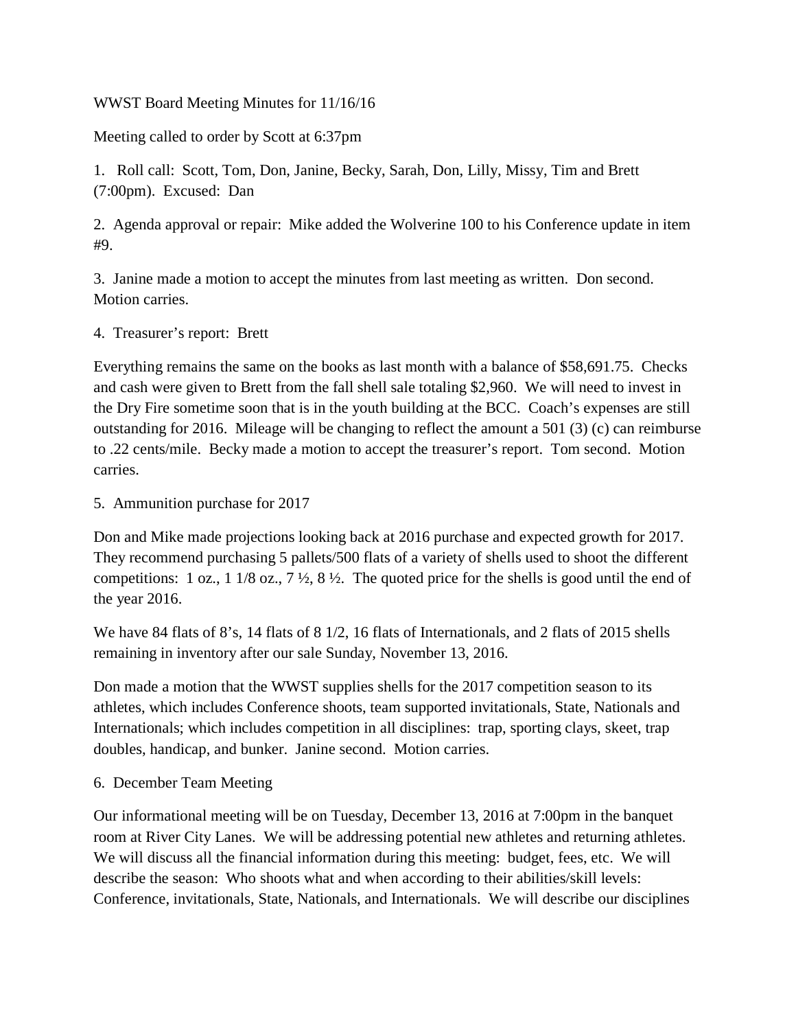WWST Board Meeting Minutes for 11/16/16

Meeting called to order by Scott at 6:37pm

1. Roll call: Scott, Tom, Don, Janine, Becky, Sarah, Don, Lilly, Missy, Tim and Brett (7:00pm). Excused: Dan

2. Agenda approval or repair: Mike added the Wolverine 100 to his Conference update in item #9.

3. Janine made a motion to accept the minutes from last meeting as written. Don second. Motion carries.

4. Treasurer's report: Brett

Everything remains the same on the books as last month with a balance of $58,691.75. Checks and cash were given to Brett from the fall shell sale totaling $2,960. We will need to invest in the Dry Fire sometime soon that is in the youth building at the BCC. Coach's expenses are still outstanding for 2016. Mileage will be changing to reflect the amount a 501 (3) (c) can reimburse to .22 cents/mile. Becky made a motion to accept the treasurer's report. Tom second. Motion carries.

5. Ammunition purchase for 2017

Don and Mike made projections looking back at 2016 purchase and expected growth for 2017. They recommend purchasing 5 pallets/500 flats of a variety of shells used to shoot the different competitions: 1 oz., 1 1/8 oz., 7 ½, 8 ½. The quoted price for the shells is good until the end of the year 2016.

We have 84 flats of 8's, 14 flats of 8 1/2, 16 flats of Internationals, and 2 flats of 2015 shells remaining in inventory after our sale Sunday, November 13, 2016.

Don made a motion that the WWST supplies shells for the 2017 competition season to its athletes, which includes Conference shoots, team supported invitationals, State, Nationals and Internationals; which includes competition in all disciplines: trap, sporting clays, skeet, trap doubles, handicap, and bunker. Janine second. Motion carries.

6. December Team Meeting

Our informational meeting will be on Tuesday, December 13, 2016 at 7:00pm in the banquet room at River City Lanes. We will be addressing potential new athletes and returning athletes. We will discuss all the financial information during this meeting: budget, fees, etc. We will describe the season: Who shoots what and when according to their abilities/skill levels: Conference, invitationals, State, Nationals, and Internationals. We will describe our disciplines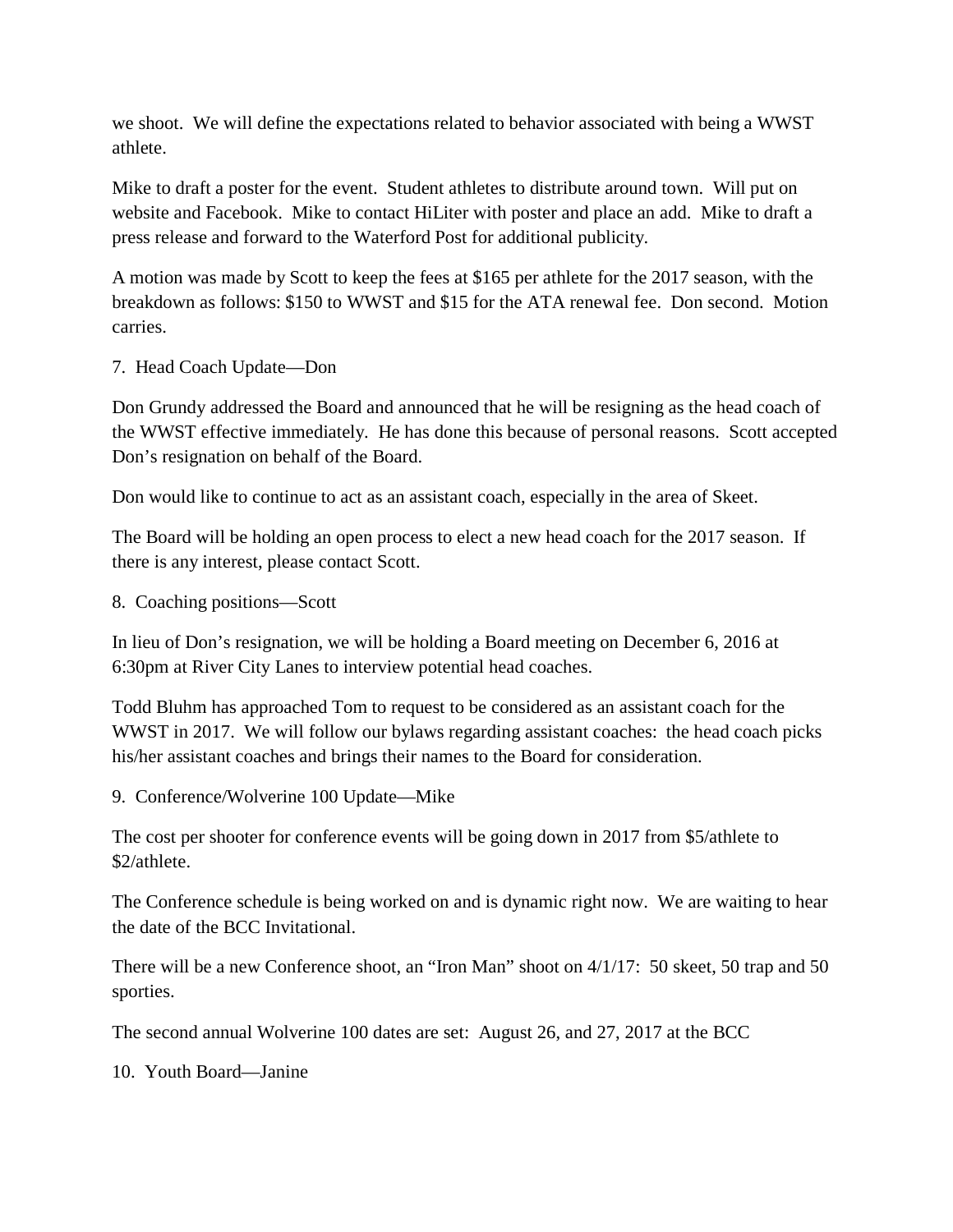we shoot. We will define the expectations related to behavior associated with being a WWST athlete.

Mike to draft a poster for the event. Student athletes to distribute around town. Will put on website and Facebook. Mike to contact HiLiter with poster and place an add. Mike to draft a press release and forward to the Waterford Post for additional publicity.

A motion was made by Scott to keep the fees at $165 per athlete for the 2017 season, with the breakdown as follows: $150 to WWST and $15 for the ATA renewal fee. Don second. Motion carries.

7. Head Coach Update—Don

Don Grundy addressed the Board and announced that he will be resigning as the head coach of the WWST effective immediately. He has done this because of personal reasons. Scott accepted Don's resignation on behalf of the Board.

Don would like to continue to act as an assistant coach, especially in the area of Skeet.

The Board will be holding an open process to elect a new head coach for the 2017 season. If there is any interest, please contact Scott.

8. Coaching positions—Scott

In lieu of Don's resignation, we will be holding a Board meeting on December 6, 2016 at 6:30pm at River City Lanes to interview potential head coaches.

Todd Bluhm has approached Tom to request to be considered as an assistant coach for the WWST in 2017. We will follow our bylaws regarding assistant coaches: the head coach picks his/her assistant coaches and brings their names to the Board for consideration.

9. Conference/Wolverine 100 Update—Mike

The cost per shooter for conference events will be going down in 2017 from $5/athlete to $2/athlete.

The Conference schedule is being worked on and is dynamic right now. We are waiting to hear the date of the BCC Invitational.

There will be a new Conference shoot, an "Iron Man" shoot on 4/1/17: 50 skeet, 50 trap and 50 sporties.

The second annual Wolverine 100 dates are set: August 26, and 27, 2017 at the BCC

10. Youth Board—Janine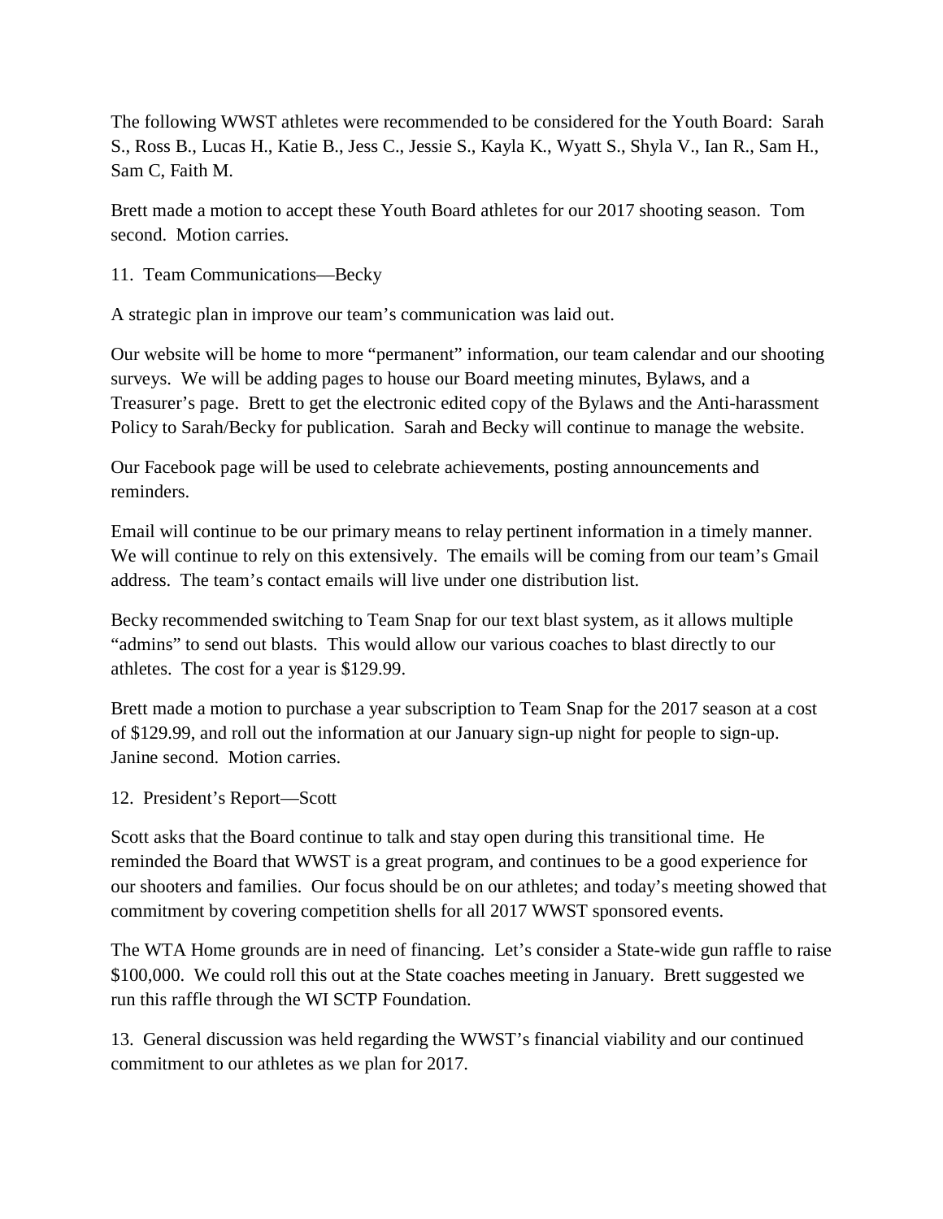The following WWST athletes were recommended to be considered for the Youth Board: Sarah S., Ross B., Lucas H., Katie B., Jess C., Jessie S., Kayla K., Wyatt S., Shyla V., Ian R., Sam H., Sam C, Faith M.

Brett made a motion to accept these Youth Board athletes for our 2017 shooting season. Tom second. Motion carries.

11. Team Communications—Becky

A strategic plan in improve our team's communication was laid out.

Our website will be home to more "permanent" information, our team calendar and our shooting surveys. We will be adding pages to house our Board meeting minutes, Bylaws, and a Treasurer's page. Brett to get the electronic edited copy of the Bylaws and the Anti-harassment Policy to Sarah/Becky for publication. Sarah and Becky will continue to manage the website.

Our Facebook page will be used to celebrate achievements, posting announcements and reminders.

Email will continue to be our primary means to relay pertinent information in a timely manner. We will continue to rely on this extensively. The emails will be coming from our team's Gmail address. The team's contact emails will live under one distribution list.

Becky recommended switching to Team Snap for our text blast system, as it allows multiple "admins" to send out blasts. This would allow our various coaches to blast directly to our athletes. The cost for a year is $129.99.

Brett made a motion to purchase a year subscription to Team Snap for the 2017 season at a cost of $129.99, and roll out the information at our January sign-up night for people to sign-up. Janine second. Motion carries.

12. President's Report—Scott

Scott asks that the Board continue to talk and stay open during this transitional time. He reminded the Board that WWST is a great program, and continues to be a good experience for our shooters and families. Our focus should be on our athletes; and today's meeting showed that commitment by covering competition shells for all 2017 WWST sponsored events.

The WTA Home grounds are in need of financing. Let's consider a State-wide gun raffle to raise $100,000. We could roll this out at the State coaches meeting in January. Brett suggested we run this raffle through the WI SCTP Foundation.

13. General discussion was held regarding the WWST's financial viability and our continued commitment to our athletes as we plan for 2017.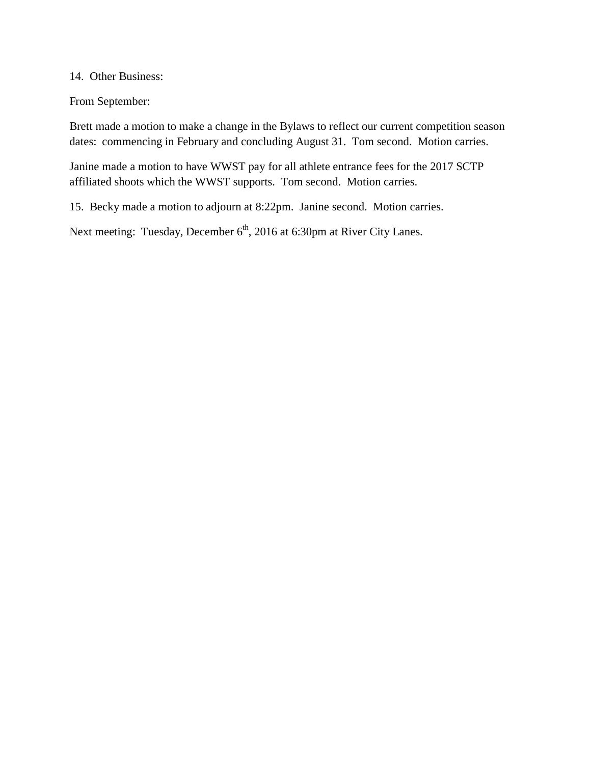14. Other Business:

From September:

Brett made a motion to make a change in the Bylaws to reflect our current competition season dates: commencing in February and concluding August 31. Tom second. Motion carries.

Janine made a motion to have WWST pay for all athlete entrance fees for the 2017 SCTP affiliated shoots which the WWST supports. Tom second. Motion carries.

15. Becky made a motion to adjourn at 8:22pm. Janine second. Motion carries.

Next meeting: Tuesday, December 6th, 2016 at 6:30pm at River City Lanes.